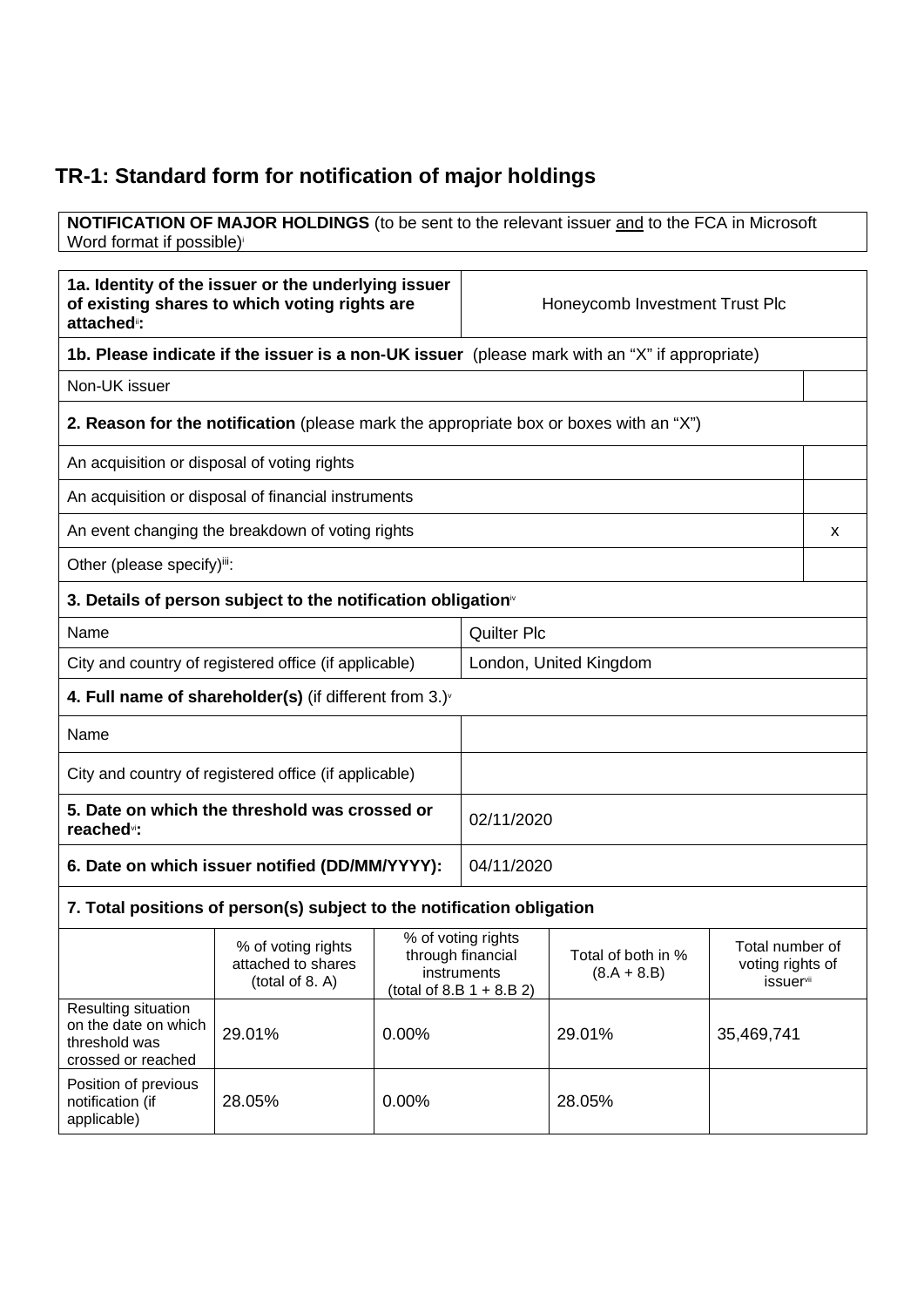## TR-1: Standard form for notification of major holdings

**NOTIFICATION OF MAJOR HOLDINGS** (to be sent to the relevant issuer and to the FCA in Microsoft Word format if possible)[i]

| | |
|---|---|
| **1a. Identity of the issuer or the underlying issuer of existing shares to which voting rights are attached**[ii]**:** | Honeycomb Investment Trust Plc |

**1b. Please indicate if the issuer is a non-UK issuer** (please mark with an "X" if appropriate)

| | |
|---|---|
| Non-UK issuer | |

**2. Reason for the notification** (please mark the appropriate box or boxes with an "X")

| | |
|---|---|
| An acquisition or disposal of voting rights | |
| An acquisition or disposal of financial instruments | |
| An event changing the breakdown of voting rights | x |
| Other (please specify)[iii]: | |

**3. Details of person subject to the notification obligation**[iv]

| | |
|---|---|
| Name | Quilter Plc |
| City and country of registered office (if applicable) | London, United Kingdom |

**4. Full name of shareholder(s)** (if different from 3.)[v]

| | |
|---|---|
| Name | |
| City and country of registered office (if applicable) | |

| | |
|---|---|
| **5. Date on which the threshold was crossed or reached**[vi]**:** | 02/11/2020 |
| **6. Date on which issuer notified (DD/MM/YYYY):** | 04/11/2020 |

**7. Total positions of person(s) subject to the notification obligation**

| | % of voting rights attached to shares (total of 8. A) | % of voting rights through financial instruments (total of 8.B 1 + 8.B 2) | Total of both in % (8.A + 8.B) | Total number of voting rights of issuer[vii] |
|---|---|---|---|---|
| Resulting situation on the date on which threshold was crossed or reached | 29.01% | 0.00% | 29.01% | 35,469,741 |
| Position of previous notification (if applicable) | 28.05% | 0.00% | 28.05% | |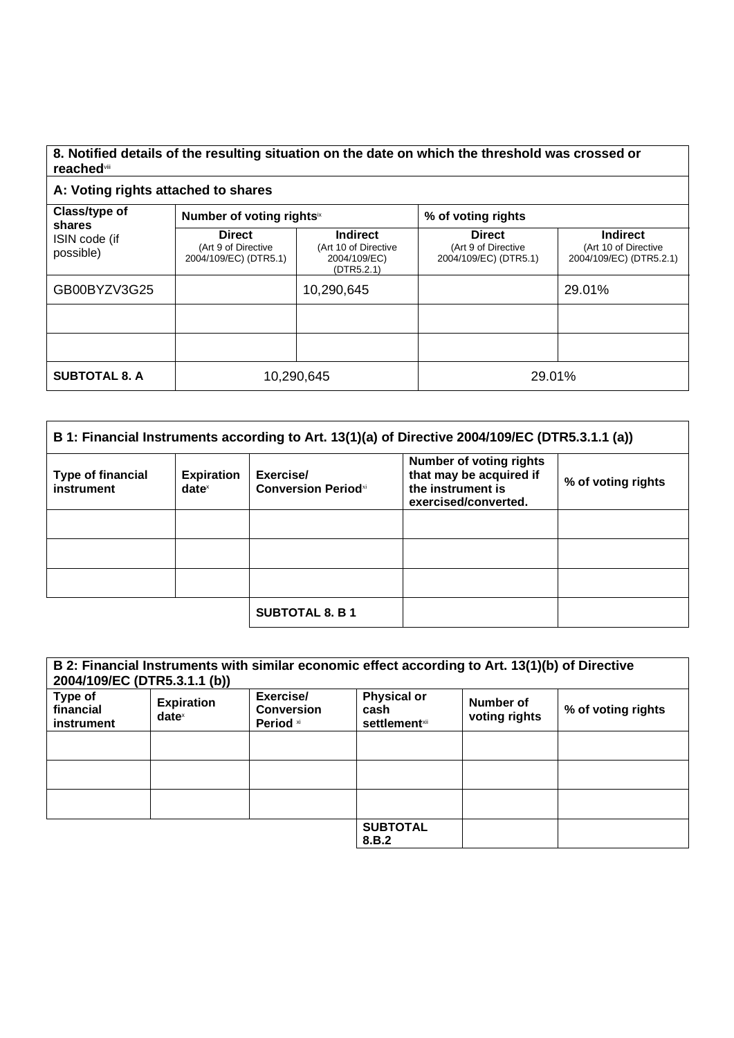## 8. Notified details of the resulting situation on the date on which the threshold was crossed or reached[viii]

### A: Voting rights attached to shares

| Class/type of shares ISIN code (if possible) | Number of voting rights[ix] | | % of voting rights | |
|---|---|---|---|---|
| | **Direct** (Art 9 of Directive 2004/109/EC) (DTR5.1) | **Indirect** (Art 10 of Directive 2004/109/EC) (DTR5.2.1) | **Direct** (Art 9 of Directive 2004/109/EC) (DTR5.1) | **Indirect** (Art 10 of Directive 2004/109/EC) (DTR5.2.1) |
| GB00BYZV3G25 | | 10,290,645 | | 29.01% |
| | | | | |
| | | | | |
| **SUBTOTAL 8. A** | 10,290,645 | | 29.01% | |

### B 1: Financial Instruments according to Art. 13(1)(a) of Directive 2004/109/EC (DTR5.3.1.1 (a))

| Type of financial instrument | Expiration date[x] | Exercise/ Conversion Period[xi] | Number of voting rights that may be acquired if the instrument is exercised/converted. | % of voting rights |
|---|---|---|---|---|
| | | | | |
| | | | | |
| | | | | |
| | | **SUBTOTAL 8. B 1** | | |

### B 2: Financial Instruments with similar economic effect according to Art. 13(1)(b) of Directive 2004/109/EC (DTR5.3.1.1 (b))

| Type of financial instrument | Expiration date[x] | Exercise/ Conversion Period[xi] | Physical or cash settlement[xii] | Number of voting rights | % of voting rights |
|---|---|---|---|---|---|
| | | | | | |
| | | | | | |
| | | | | | |
| | | | **SUBTOTAL 8.B.2** | | |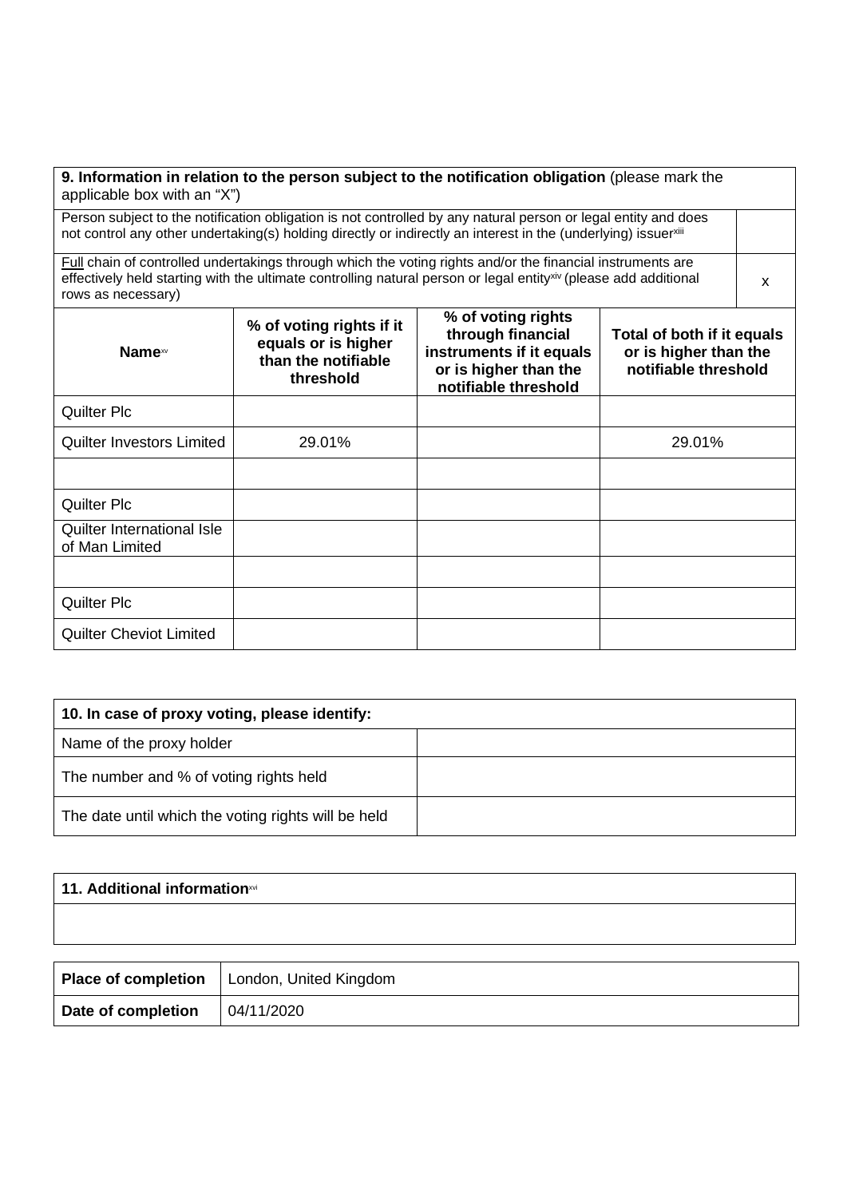| **9. Information in relation to the person subject to the notification obligation** (please mark the applicable box with an "X") | |
|---|---|
| Person subject to the notification obligation is not controlled by any natural person or legal entity and does not control any other undertaking(s) holding directly or indirectly an interest in the (underlying) issuer[xiii] | |
| Full chain of controlled undertakings through which the voting rights and/or the financial instruments are effectively held starting with the ultimate controlling natural person or legal entity[xiv] (please add additional rows as necessary) | x |

| **Name**[xv] | **% of voting rights if it equals or is higher than the notifiable threshold** | **% of voting rights through financial instruments if it equals or is higher than the notifiable threshold** | **Total of both if it equals or is higher than the notifiable threshold** |
|---|---|---|---|
| Quilter Plc | | | |
| Quilter Investors Limited | 29.01% | | 29.01% |
| | | | |
| Quilter Plc | | | |
| Quilter International Isle of Man Limited | | | |
| | | | |
| Quilter Plc | | | |
| Quilter Cheviot Limited | | | |

| **10. In case of proxy voting, please identify:** | |
|---|---|
| Name of the proxy holder | |
| The number and % of voting rights held | |
| The date until which the voting rights will be held | |

| **11. Additional information**[xvi] |
|---|
| |

| | |
|---|---|
| **Place of completion** | London, United Kingdom |
| **Date of completion** | 04/11/2020 |